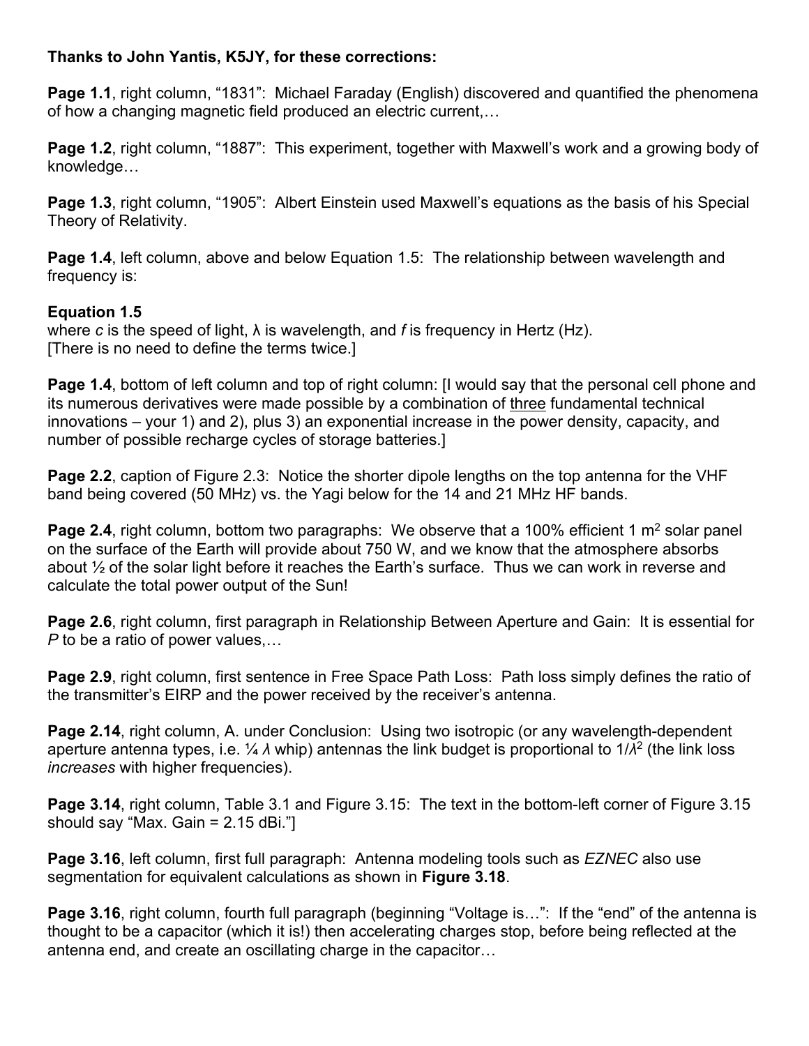**Thanks to John Yantis, K5JY, for these corrections:**

**Page 1.1**, right column, "1831": Michael Faraday (English) discovered and quantified the phenomena of how a changing magnetic field produced an electric current,…

**Page 1.2**, right column, "1887": This experiment, together with Maxwell's work and a growing body of knowledge…

**Page 1.3**, right column, "1905": Albert Einstein used Maxwell's equations as the basis of his Special Theory of Relativity.

**Page 1.4**, left column, above and below Equation 1.5: The relationship between wavelength and frequency is:

**Equation 1.5**
where *c* is the speed of light, λ is wavelength, and *f* is frequency in Hertz (Hz).
[There is no need to define the terms twice.]

**Page 1.4**, bottom of left column and top of right column: [I would say that the personal cell phone and its numerous derivatives were made possible by a combination of <u>three</u> fundamental technical innovations – your 1) and 2), plus 3) an exponential increase in the power density, capacity, and number of possible recharge cycles of storage batteries.]

**Page 2.2**, caption of Figure 2.3: Notice the shorter dipole lengths on the top antenna for the VHF band being covered (50 MHz) vs. the Yagi below for the 14 and 21 MHz HF bands.

**Page 2.4**, right column, bottom two paragraphs: We observe that a 100% efficient 1 $m^2$ solar panel on the surface of the Earth will provide about 750 W, and we know that the atmosphere absorbs about ½ of the solar light before it reaches the Earth's surface. Thus we can work in reverse and calculate the total power output of the Sun!

**Page 2.6**, right column, first paragraph in Relationship Between Aperture and Gain: It is essential for *P* to be a ratio of power values,…

**Page 2.9**, right column, first sentence in Free Space Path Loss: Path loss simply defines the ratio of the transmitter's EIRP and the power received by the receiver's antenna.

**Page 2.14**, right column, A. under Conclusion: Using two isotropic (or any wavelength-dependent aperture antenna types, i.e. ¼ $\lambda$ whip) antennas the link budget is proportional to $1/\lambda^2$ (the link loss *increases* with higher frequencies).

**Page 3.14**, right column, Table 3.1 and Figure 3.15: The text in the bottom-left corner of Figure 3.15 should say "Max. Gain = 2.15 dBi."]

**Page 3.16**, left column, first full paragraph: Antenna modeling tools such as *EZNEC* also use segmentation for equivalent calculations as shown in **Figure 3.18**.

**Page 3.16**, right column, fourth full paragraph (beginning "Voltage is…": If the "end" of the antenna is thought to be a capacitor (which it is!) then accelerating charges stop, before being reflected at the antenna end, and create an oscillating charge in the capacitor…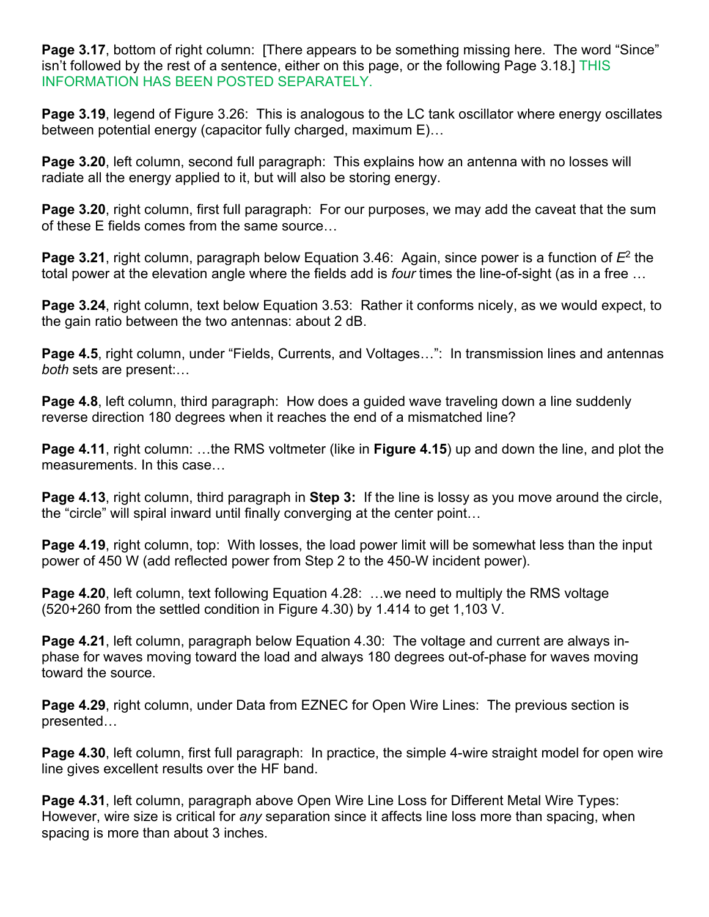**Page 3.17**, bottom of right column: [There appears to be something missing here. The word "Since" isn't followed by the rest of a sentence, either on this page, or the following Page 3.18.] THIS INFORMATION HAS BEEN POSTED SEPARATELY.

**Page 3.19**, legend of Figure 3.26: This is analogous to the LC tank oscillator where energy oscillates between potential energy (capacitor fully charged, maximum E)…

**Page 3.20**, left column, second full paragraph: This explains how an antenna with no losses will radiate all the energy applied to it, but will also be storing energy.

**Page 3.20**, right column, first full paragraph: For our purposes, we may add the caveat that the sum of these E fields comes from the same source…

**Page 3.21**, right column, paragraph below Equation 3.46: Again, since power is a function of $E^2$ the total power at the elevation angle where the fields add is *four* times the line-of-sight (as in a free …

**Page 3.24**, right column, text below Equation 3.53: Rather it conforms nicely, as we would expect, to the gain ratio between the two antennas: about 2 dB.

**Page 4.5**, right column, under "Fields, Currents, and Voltages…": In transmission lines and antennas *both* sets are present:…

**Page 4.8**, left column, third paragraph: How does a guided wave traveling down a line suddenly reverse direction 180 degrees when it reaches the end of a mismatched line?

**Page 4.11**, right column: …the RMS voltmeter (like in **Figure 4.15**) up and down the line, and plot the measurements. In this case…

**Page 4.13**, right column, third paragraph in **Step 3:** If the line is lossy as you move around the circle, the "circle" will spiral inward until finally converging at the center point…

**Page 4.19**, right column, top: With losses, the load power limit will be somewhat less than the input power of 450 W (add reflected power from Step 2 to the 450-W incident power).

**Page 4.20**, left column, text following Equation 4.28: …we need to multiply the RMS voltage (520+260 from the settled condition in Figure 4.30) by 1.414 to get 1,103 V.

**Page 4.21**, left column, paragraph below Equation 4.30: The voltage and current are always in-phase for waves moving toward the load and always 180 degrees out-of-phase for waves moving toward the source.

**Page 4.29**, right column, under Data from EZNEC for Open Wire Lines: The previous section is presented…

**Page 4.30**, left column, first full paragraph: In practice, the simple 4-wire straight model for open wire line gives excellent results over the HF band.

**Page 4.31**, left column, paragraph above Open Wire Line Loss for Different Metal Wire Types: However, wire size is critical for *any* separation since it affects line loss more than spacing, when spacing is more than about 3 inches.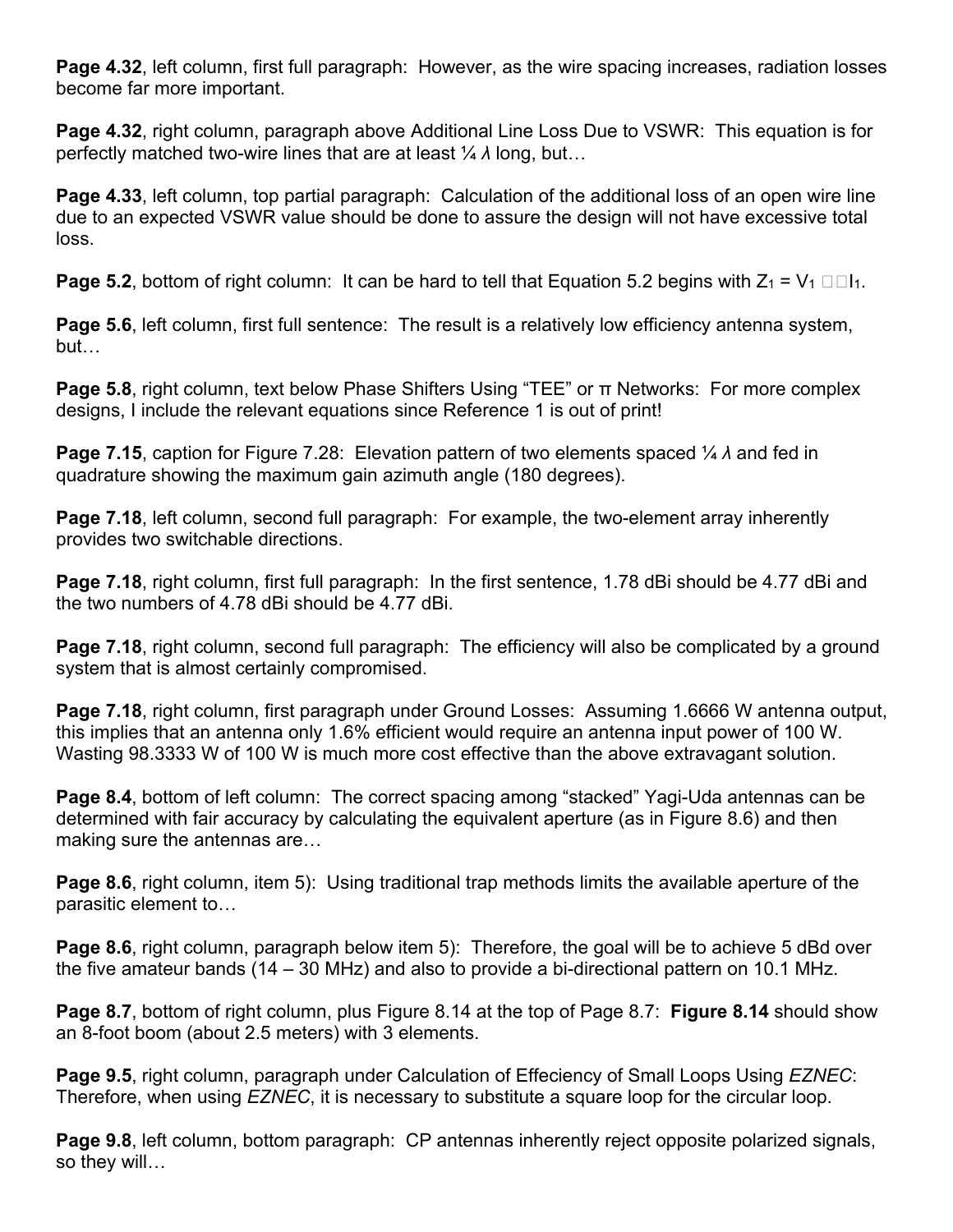**Page 4.32**, left column, first full paragraph: However, as the wire spacing increases, radiation losses become far more important.

**Page 4.32**, right column, paragraph above Additional Line Loss Due to VSWR: This equation is for perfectly matched two-wire lines that are at least ¼ *λ* long, but…

**Page 4.33**, left column, top partial paragraph: Calculation of the additional loss of an open wire line due to an expected VSWR value should be done to assure the design will not have excessive total loss.

**Page 5.2**, bottom of right column: It can be hard to tell that Equation 5.2 begins with $Z_1 = V_1$ □□$I_1$.

**Page 5.6**, left column, first full sentence: The result is a relatively low efficiency antenna system, but…

**Page 5.8**, right column, text below Phase Shifters Using "TEE" or π Networks: For more complex designs, I include the relevant equations since Reference 1 is out of print!

**Page 7.15**, caption for Figure 7.28: Elevation pattern of two elements spaced ¼ *λ* and fed in quadrature showing the maximum gain azimuth angle (180 degrees).

**Page 7.18**, left column, second full paragraph: For example, the two-element array inherently provides two switchable directions.

**Page 7.18**, right column, first full paragraph: In the first sentence, 1.78 dBi should be 4.77 dBi and the two numbers of 4.78 dBi should be 4.77 dBi.

**Page 7.18**, right column, second full paragraph: The efficiency will also be complicated by a ground system that is almost certainly compromised.

**Page 7.18**, right column, first paragraph under Ground Losses: Assuming 1.6666 W antenna output, this implies that an antenna only 1.6% efficient would require an antenna input power of 100 W. Wasting 98.3333 W of 100 W is much more cost effective than the above extravagant solution.

**Page 8.4**, bottom of left column: The correct spacing among "stacked" Yagi-Uda antennas can be determined with fair accuracy by calculating the equivalent aperture (as in Figure 8.6) and then making sure the antennas are…

**Page 8.6**, right column, item 5): Using traditional trap methods limits the available aperture of the parasitic element to…

**Page 8.6**, right column, paragraph below item 5): Therefore, the goal will be to achieve 5 dBd over the five amateur bands (14 – 30 MHz) and also to provide a bi-directional pattern on 10.1 MHz.

**Page 8.7**, bottom of right column, plus Figure 8.14 at the top of Page 8.7: **Figure 8.14** should show an 8-foot boom (about 2.5 meters) with 3 elements.

**Page 9.5**, right column, paragraph under Calculation of Effeciency of Small Loops Using *EZNEC*: Therefore, when using *EZNEC*, it is necessary to substitute a square loop for the circular loop.

**Page 9.8**, left column, bottom paragraph: CP antennas inherently reject opposite polarized signals, so they will…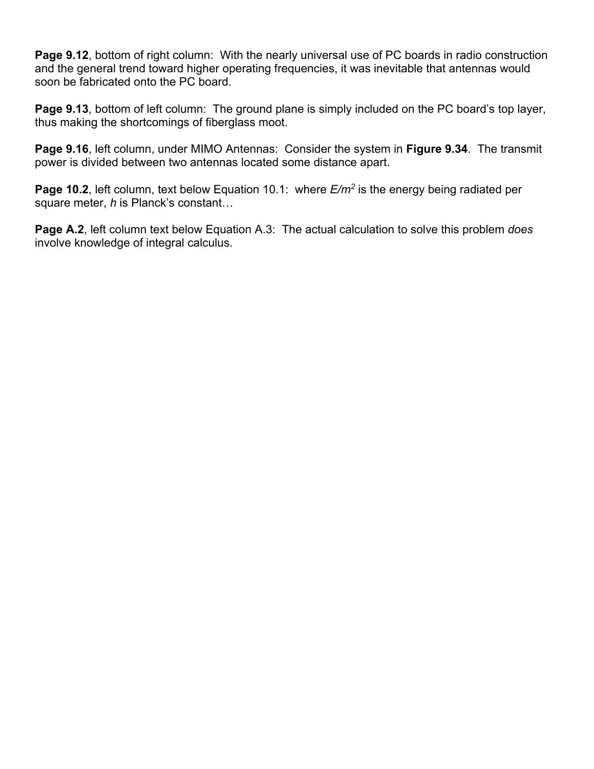**Page 9.12**, bottom of right column: With the nearly universal use of PC boards in radio construction and the general trend toward higher operating frequencies, it was inevitable that antennas would soon be fabricated onto the PC board.

**Page 9.13**, bottom of left column: The ground plane is simply included on the PC board's top layer, thus making the shortcomings of fiberglass moot.

**Page 9.16**, left column, under MIMO Antennas: Consider the system in **Figure 9.34**. The transmit power is divided between two antennas located some distance apart.

**Page 10.2**, left column, text below Equation 10.1: where $E/m^2$ is the energy being radiated per square meter, $h$ is Planck's constant…

**Page A.2**, left column text below Equation A.3: The actual calculation to solve this problem *does* involve knowledge of integral calculus.